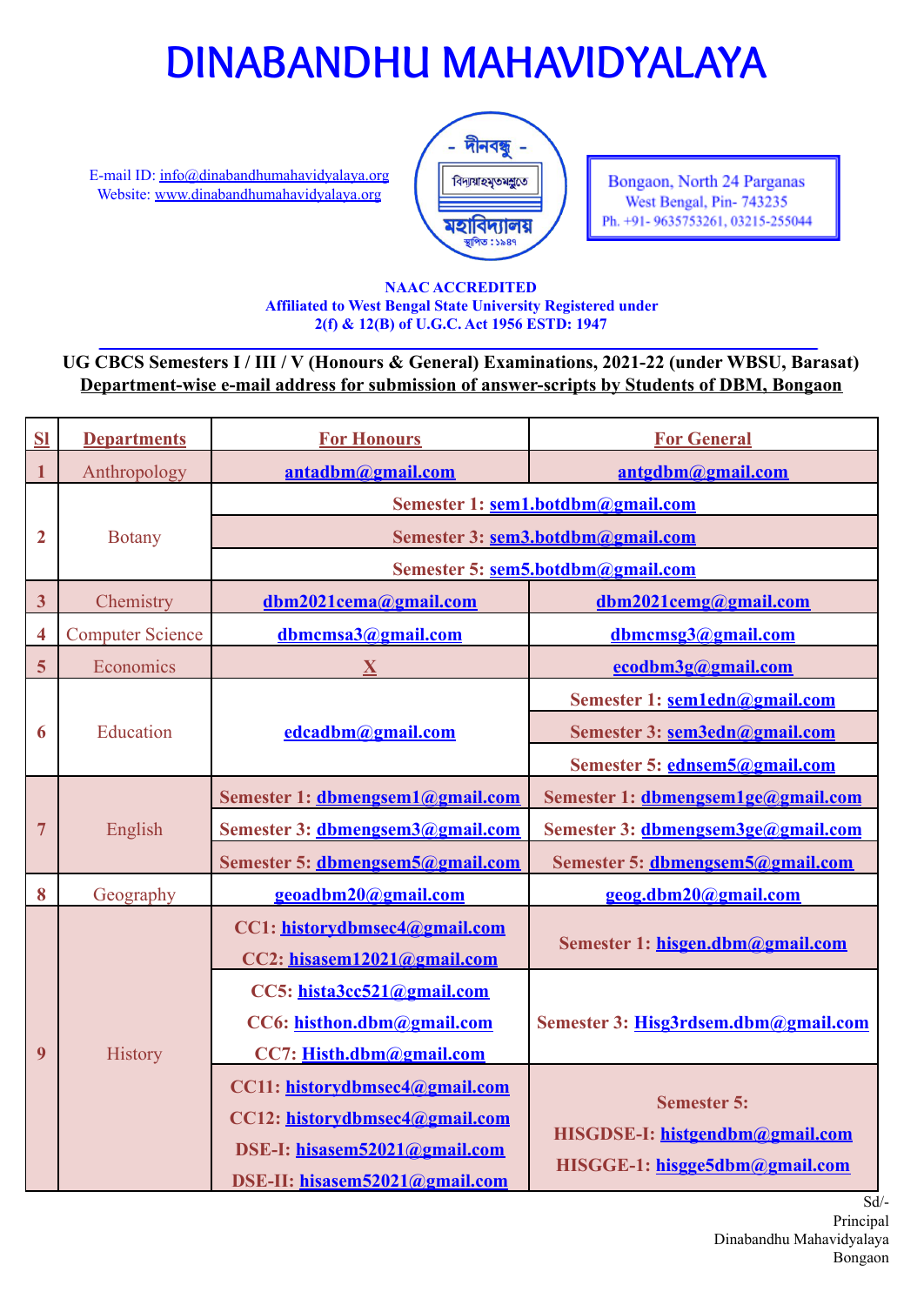# DINABANDHU MAHAVIDYALAYA

E-mail ID: info@dinabandhumahavidyalaya.org
Website: www.dinabandhumahavidyalaya.org

Bongaon, North 24 Parganas
West Bengal, Pin- 743235
Ph. +91- 9635753261, 03215-255044

**NAAC ACCREDITED**
**Affiliated to West Bengal State University Registered under 2(f) & 12(B) of U.G.C. Act 1956 ESTD: 1947**

**UG CBCS Semesters I / III / V (Honours & General) Examinations, 2021-22 (under WBSU, Barasat)**
**Department-wise e-mail address for submission of answer-scripts by Students of DBM, Bongaon**

| Sl | Departments | For Honours | For General |
|---|---|---|---|
| 1 | Anthropology | antadbm@gmail.com | antgdbm@gmail.com |
| 2 | Botany | Semester 1: sem1.botdbm@gmail.com | |
| | | Semester 3: sem3.botdbm@gmail.com | |
| | | Semester 5: sem5.botdbm@gmail.com | |
| 3 | Chemistry | dbm2021cema@gmail.com | dbm2021cemg@gmail.com |
| 4 | Computer Science | dbmcmsa3@gmail.com | dbmcmsg3@gmail.com |
| 5 | Economics | X | ecodbm3g@gmail.com |
| 6 | Education | edcadbm@gmail.com | Semester 1: sem1edn@gmail.com |
| | | | Semester 3: sem3edn@gmail.com |
| | | | Semester 5: ednsem5@gmail.com |
| 7 | English | Semester 1: dbmengsem1@gmail.com | Semester 1: dbmengsem1ge@gmail.com |
| | | Semester 3: dbmengsem3@gmail.com | Semester 3: dbmengsem3ge@gmail.com |
| | | Semester 5: dbmengsem5@gmail.com | Semester 5: dbmengsem5@gmail.com |
| 8 | Geography | geoadbm20@gmail.com | geog.dbm20@gmail.com |
| 9 | History | CC1: historydbmsec4@gmail.com<br>CC2: hisasem12021@gmail.com | Semester 1: hisgen.dbm@gmail.com |
| | | CC5: hista3cc521@gmail.com<br>CC6: histhon.dbm@gmail.com<br>CC7: Histh.dbm@gmail.com | Semester 3: Hisg3rdsem.dbm@gmail.com |
| | | CC11: historydbmsec4@gmail.com<br>CC12: historydbmsec4@gmail.com<br>DSE-I: hisasem52021@gmail.com<br>DSE-II: hisasem52021@gmail.com | Semester 5:<br>HISGDSE-I: histgendbm@gmail.com<br>HISGGE-1: hisgge5dbm@gmail.com |

Sd/-
Principal
Dinabandhu Mahavidyalaya
Bongaon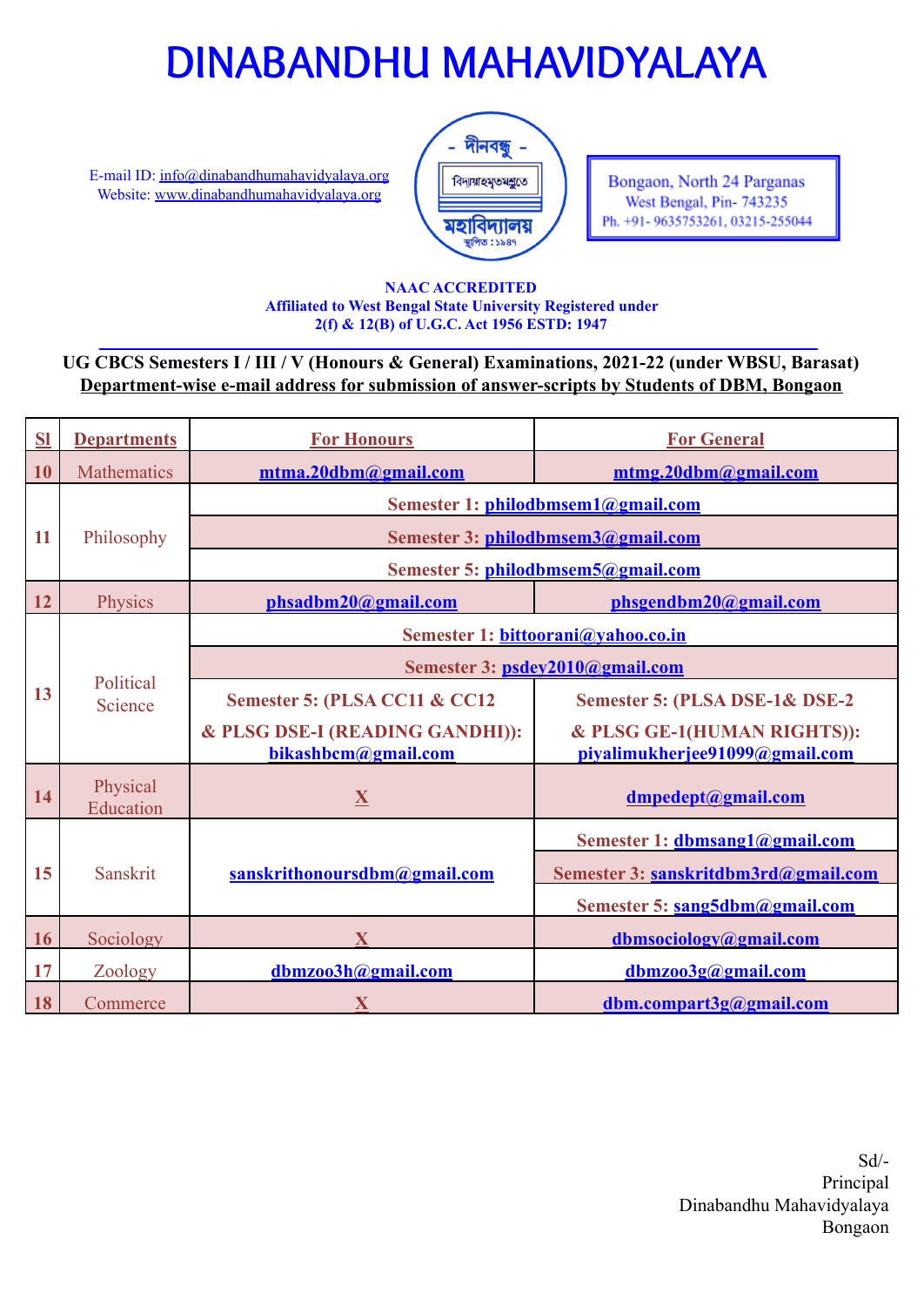# DINABANDHU MAHAVIDYALAYA

E-mail ID: info@dinabandhumahavidyalaya.org
Website: www.dinabandhumahavidyalaya.org

Bongaon, North 24 Parganas
West Bengal, Pin- 743235
Ph. +91- 9635753261, 03215-255044

**NAACACCREDITED**
**Affiliated to West Bengal State University Registered under 2(f) & 12(B) of U.G.C. Act 1956 ESTD: 1947**

**UG CBCS Semesters I / III / V (Honours & General) Examinations, 2021-22 (under WBSU, Barasat)**
**Department-wise e-mail address for submission of answer-scripts by Students of DBM, Bongaon**

| Sl | Departments | For Honours | For General |
|---|---|---|---|
| 10 | Mathematics | mtma.20dbm@gmail.com | mtmg.20dbm@gmail.com |
| 11 | Philosophy | Semester 1: philodbmsem1@gmail.com | |
| | | Semester 3: philodbmsem3@gmail.com | |
| | | Semester 5: philodbmsem5@gmail.com | |
| 12 | Physics | phsadbm20@gmail.com | phsgendbm20@gmail.com |
| 13 | Political Science | Semester 1: bittoorani@yahoo.co.in | |
| | | Semester 3: psdey2010@gmail.com | |
| | | Semester 5: (PLSA CC11 & CC12 & PLSG DSE-I (READING GANDHI)): bikashbcm@gmail.com | Semester 5: (PLSA DSE-1& DSE-2 & PLSG GE-1(HUMAN RIGHTS)): piyalimukherjee91099@gmail.com |
| 14 | Physical Education | X | dmpedept@gmail.com |
| 15 | Sanskrit | sanskrithonoursdbm@gmail.com | Semester 1: dbmsang1@gmail.com |
| | | | Semester 3: sanskritdbm3rd@gmail.com |
| | | | Semester 5: sang5dbm@gmail.com |
| 16 | Sociology | X | dbmsociology@gmail.com |
| 17 | Zoology | dbmzoo3h@gmail.com | dbmzoo3g@gmail.com |
| 18 | Commerce | X | dbm.compart3g@gmail.com |

Sd/-
Principal
Dinabandhu Mahavidyalaya
Bongaon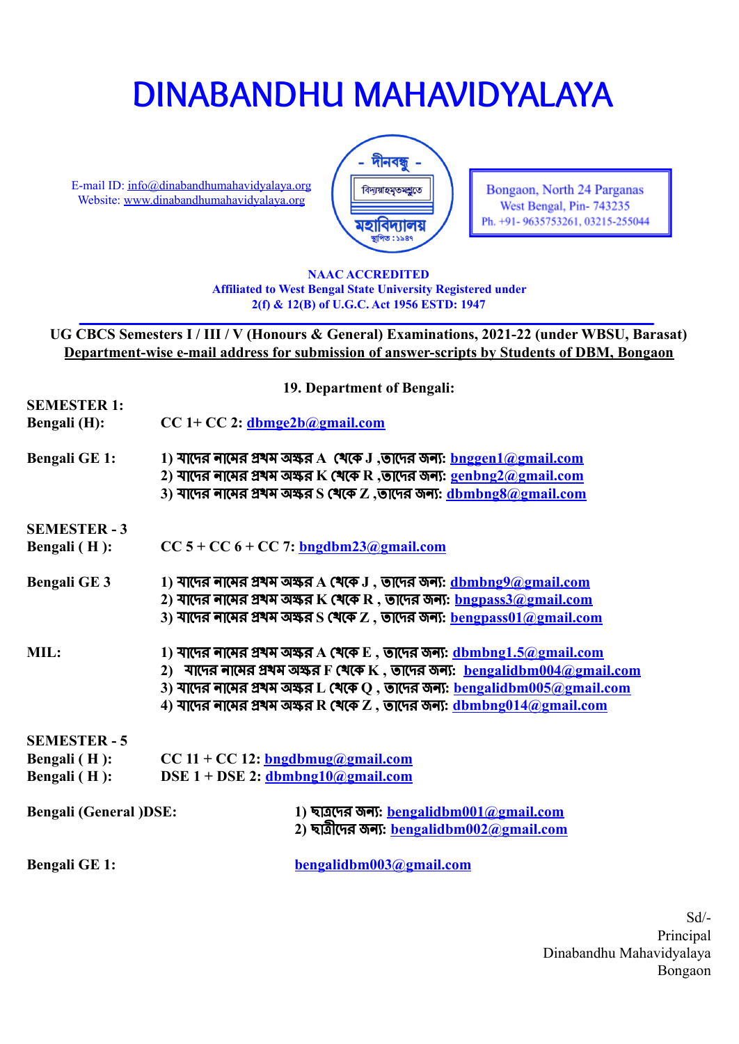# DINABANDHU MAHAVIDYALAYA

E-mail ID: info@dinabandhumahavidyalaya.org
Website: www.dinabandhumahavidyalaya.org

- দীনবন্ধু -
বিদ্যায়াঽমৃতমশ্নুতে
মহাবিদ্যালয়
স্থাপিত : ১৯৪৭

Bongaon, North 24 Parganas
West Bengal, Pin- 743235
Ph. +91- 9635753261, 03215-255044

**NAAC ACCREDITED**
**Affiliated to West Bengal State University Registered under**
**2(f) & 12(B) of U.G.C. Act 1956 ESTD: 1947**

**UG CBCS Semesters I / III / V (Honours & General) Examinations, 2021-22 (under WBSU, Barasat)**
**Department-wise e-mail address for submission of answer-scripts by Students of DBM, Bongaon**

## 19. Department of Bengali:

**SEMESTER 1:**

**Bengali (H):** CC 1+ CC 2: dbmge2b@gmail.com

**Bengali GE 1:**
1) যাদের নামের প্রথম অক্ষর A থেকে J ,তাদের জন্য: bnggen1@gmail.com
2) যাদের নামের প্রথম অক্ষর K থেকে R ,তাদের জন্য: genbng2@gmail.com
3) যাদের নামের প্রথম অক্ষর S থেকে Z ,তাদের জন্য: dbmbng8@gmail.com

**SEMESTER - 3**

**Bengali ( H ):** CC 5 + CC 6 + CC 7: bngdbm23@gmail.com

**Bengali GE 3**
1) যাদের নামের প্রথম অক্ষর A থেকে J , তাদের জন্য: dbmbng9@gmail.com
2) যাদের নামের প্রথম অক্ষর K থেকে R , তাদের জন্য: bngpass3@gmail.com
3) যাদের নামের প্রথম অক্ষর S থেকে Z , তাদের জন্য: bengpass01@gmail.com

**MIL:**
1) যাদের নামের প্রথম অক্ষর A থেকে E , তাদের জন্য: dbmbng1.5@gmail.com
2) যাদের নামের প্রথম অক্ষর F থেকে K , তাদের জন্য: bengalidbm004@gmail.com
3) যাদের নামের প্রথম অক্ষর L থেকে Q , তাদের জন্য: bengalidbm005@gmail.com
4) যাদের নামের প্রথম অক্ষর R থেকে Z , তাদের জন্য: dbmbng014@gmail.com

**SEMESTER - 5**

**Bengali ( H ):** CC 11 + CC 12: bngdbmug@gmail.com
**Bengali ( H ):** DSE 1 + DSE 2: dbmbng10@gmail.com

**Bengali (General )DSE:**
1) ছাত্রদের জন্য: bengalidbm001@gmail.com
2) ছাত্রীদের জন্য: bengalidbm002@gmail.com

**Bengali GE 1:** bengalidbm003@gmail.com

Sd/-
Principal
Dinabandhu Mahavidyalaya
Bongaon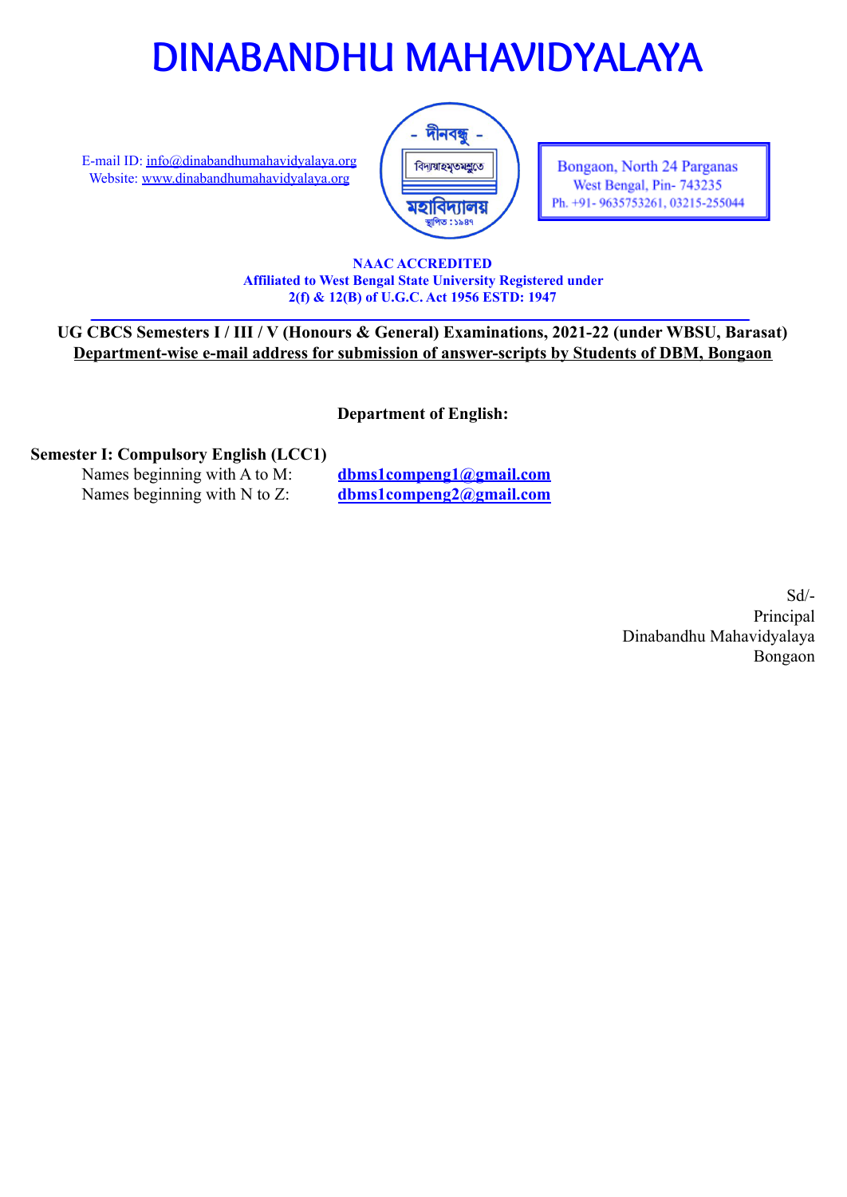# DINABANDHU MAHAVIDYALAYA

E-mail ID: info@dinabandhumahavidyalaya.org
Website: www.dinabandhumahavidyalaya.org

- দীনবন্ধু -
বিদ্যয়াঽমৃতমশ্নুতে
মহাবিদ্যালয়
স্থাপিত : ১৯৪৭

Bongaon, North 24 Parganas
West Bengal, Pin- 743235
Ph. +91- 9635753261, 03215-255044

**NAAC ACCREDITED**
**Affiliated to West Bengal State University Registered under**
**2(f) & 12(B) of U.G.C. Act 1956 ESTD: 1947**

**UG CBCS Semesters I / III / V (Honours & General) Examinations, 2021-22 (under WBSU, Barasat)**
**Department-wise e-mail address for submission of answer-scripts by Students of DBM, Bongaon**

**Department of English:**

**Semester I: Compulsory English (LCC1)**

Names beginning with A to M: **dbms1compeng1@gmail.com**
Names beginning with N to Z: **dbms1compeng2@gmail.com**

Sd/-
Principal
Dinabandhu Mahavidyalaya
Bongaon